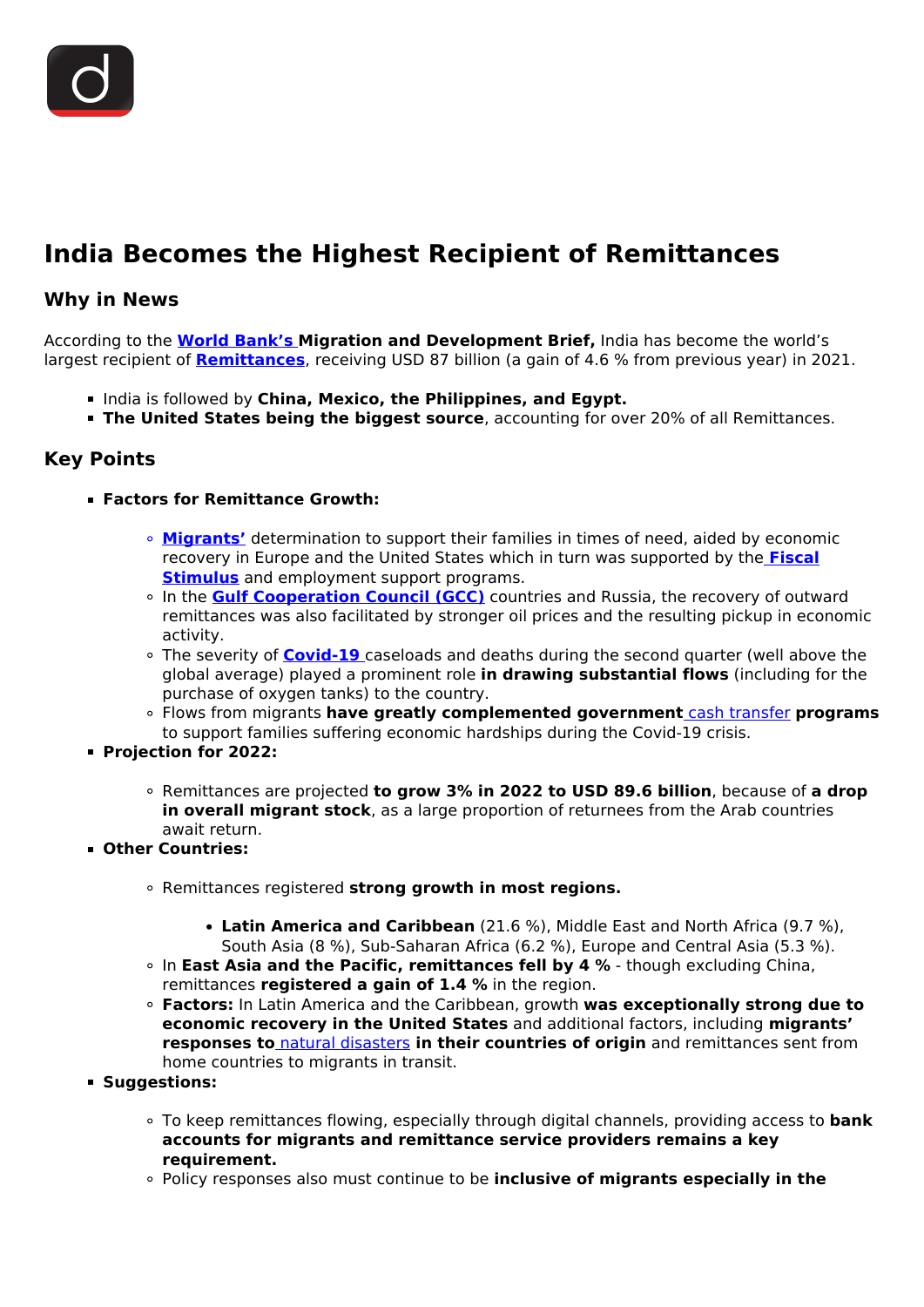# India Becomes the Highest Recipient of Remittances

## Why in News

According to the **World Bank's Migration and Development Brief,** India has become the world's largest recipient of **Remittances**, receiving USD 87 billion (a gain of 4.6 % from previous year) in 2021.

- India is followed by **China, Mexico, the Philippines, and Egypt.**
- **The United States being the biggest source**, accounting for over 20% of all Remittances.

## Key Points

- **Factors for Remittance Growth:**
  - **Migrants'** determination to support their families in times of need, aided by economic recovery in Europe and the United States which in turn was supported by the **Fiscal Stimulus** and employment support programs.
  - In the **Gulf Cooperation Council (GCC)** countries and Russia, the recovery of outward remittances was also facilitated by stronger oil prices and the resulting pickup in economic activity.
  - The severity of **Covid-19** caseloads and deaths during the second quarter (well above the global average) played a prominent role **in drawing substantial flows** (including for the purchase of oxygen tanks) to the country.
  - Flows from migrants **have greatly complemented government** cash transfer **programs** to support families suffering economic hardships during the Covid-19 crisis.
- **Projection for 2022:**
  - Remittances are projected **to grow 3% in 2022 to USD 89.6 billion**, because of **a drop in overall migrant stock**, as a large proportion of returnees from the Arab countries await return.
- **Other Countries:**
  - Remittances registered **strong growth in most regions.**
    - **Latin America and Caribbean** (21.6 %), Middle East and North Africa (9.7 %), South Asia (8 %), Sub-Saharan Africa (6.2 %), Europe and Central Asia (5.3 %).
  - In **East Asia and the Pacific, remittances fell by 4 %** - though excluding China, remittances **registered a gain of 1.4 %** in the region.
  - **Factors:** In Latin America and the Caribbean, growth **was exceptionally strong due to economic recovery in the United States** and additional factors, including **migrants' responses to** natural disasters **in their countries of origin** and remittances sent from home countries to migrants in transit.
- **Suggestions:**
  - To keep remittances flowing, especially through digital channels, providing access to **bank accounts for migrants and remittance service providers remains a key requirement.**
  - Policy responses also must continue to be **inclusive of migrants especially in the**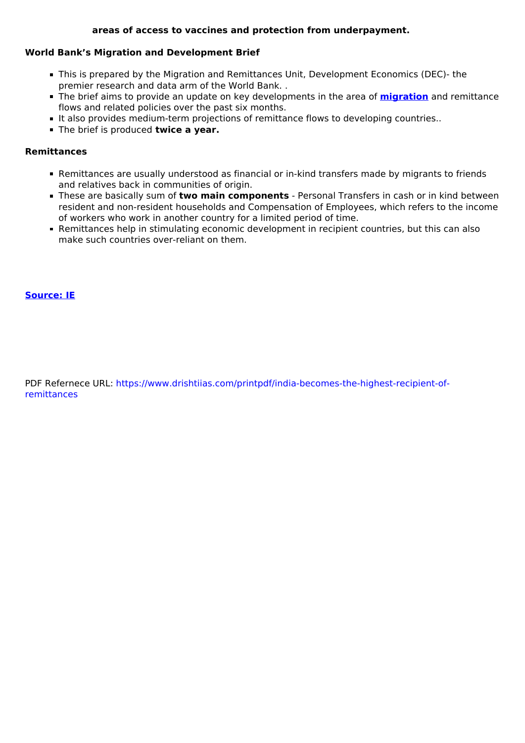**areas of access to vaccines and protection from underpayment.**

### World Bank's Migration and Development Brief

- This is prepared by the Migration and Remittances Unit, Development Economics (DEC)- the premier research and data arm of the World Bank. .
- The brief aims to provide an update on key developments in the area of **[migration]** and remittance flows and related policies over the past six months.
- It also provides medium-term projections of remittance flows to developing countries..
- The brief is produced **twice a year.**

### Remittances

- Remittances are usually understood as financial or in-kind transfers made by migrants to friends and relatives back in communities of origin.
- These are basically sum of **two main components** - Personal Transfers in cash or in kind between resident and non-resident households and Compensation of Employees, which refers to the income of workers who work in another country for a limited period of time.
- Remittances help in stimulating economic development in recipient countries, but this can also make such countries over-reliant on them.

**Source: IE**

PDF Refernece URL: https://www.drishtiias.com/printpdf/india-becomes-the-highest-recipient-of-remittances